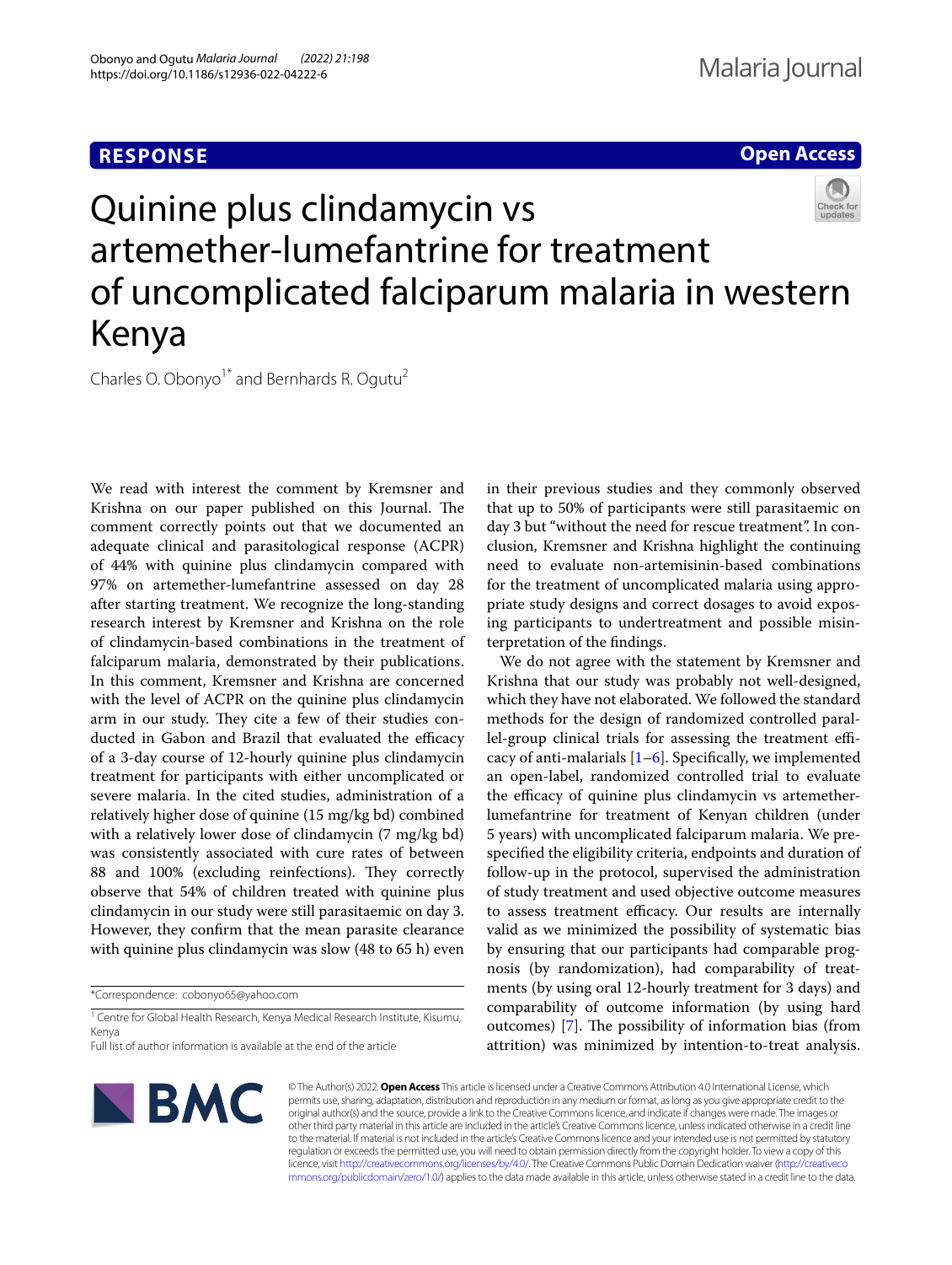RESPONSE

Open Access

# Quinine plus clindamycin vs artemether-lumefantrine for treatment of uncomplicated falciparum malaria in western Kenya

Charles O. Obonyo[1*] and Bernhards R. Ogutu[2]

We read with interest the comment by Kremsner and Krishna on our paper published on this Journal. The comment correctly points out that we documented an adequate clinical and parasitological response (ACPR) of 44% with quinine plus clindamycin compared with 97% on artemether-lumefantrine assessed on day 28 after starting treatment. We recognize the long-standing research interest by Kremsner and Krishna on the role of clindamycin-based combinations in the treatment of falciparum malaria, demonstrated by their publications. In this comment, Kremsner and Krishna are concerned with the level of ACPR on the quinine plus clindamycin arm in our study. They cite a few of their studies conducted in Gabon and Brazil that evaluated the efficacy of a 3-day course of 12-hourly quinine plus clindamycin treatment for participants with either uncomplicated or severe malaria. In the cited studies, administration of a relatively higher dose of quinine (15 mg/kg bd) combined with a relatively lower dose of clindamycin (7 mg/kg bd) was consistently associated with cure rates of between 88 and 100% (excluding reinfections). They correctly observe that 54% of children treated with quinine plus clindamycin in our study were still parasitaemic on day 3. However, they confirm that the mean parasite clearance with quinine plus clindamycin was slow (48 to 65 h) even in their previous studies and they commonly observed that up to 50% of participants were still parasitaemic on day 3 but "without the need for rescue treatment". In conclusion, Kremsner and Krishna highlight the continuing need to evaluate non-artemisinin-based combinations for the treatment of uncomplicated malaria using appropriate study designs and correct dosages to avoid exposing participants to undertreatment and possible misinterpretation of the findings.

We do not agree with the statement by Kremsner and Krishna that our study was probably not well-designed, which they have not elaborated. We followed the standard methods for the design of randomized controlled parallel-group clinical trials for assessing the treatment efficacy of anti-malarials [1–6]. Specifically, we implemented an open-label, randomized controlled trial to evaluate the efficacy of quinine plus clindamycin vs artemether-lumefantrine for treatment of Kenyan children (under 5 years) with uncomplicated falciparum malaria. We prespecified the eligibility criteria, endpoints and duration of follow-up in the protocol, supervised the administration of study treatment and used objective outcome measures to assess treatment efficacy. Our results are internally valid as we minimized the possibility of systematic bias by ensuring that our participants had comparable prognosis (by randomization), had comparability of treatments (by using oral 12-hourly treatment for 3 days) and comparability of outcome information (by using hard outcomes) [7]. The possibility of information bias (from attrition) was minimized by intention-to-treat analysis.

*Correspondence: cobonyo65@yahoo.com

[1] Centre for Global Health Research, Kenya Medical Research Institute, Kisumu, Kenya

Full list of author information is available at the end of the article

© The Author(s) 2022. **Open Access** This article is licensed under a Creative Commons Attribution 4.0 International License, which permits use, sharing, adaptation, distribution and reproduction in any medium or format, as long as you give appropriate credit to the original author(s) and the source, provide a link to the Creative Commons licence, and indicate if changes were made. The images or other third party material in this article are included in the article's Creative Commons licence, unless indicated otherwise in a credit line to the material. If material is not included in the article's Creative Commons licence and your intended use is not permitted by statutory regulation or exceeds the permitted use, you will need to obtain permission directly from the copyright holder. To view a copy of this licence, visit http://creativecommons.org/licenses/by/4.0/. The Creative Commons Public Domain Dedication waiver (http://creativecommons.org/publicdomain/zero/1.0/) applies to the data made available in this article, unless otherwise stated in a credit line to the data.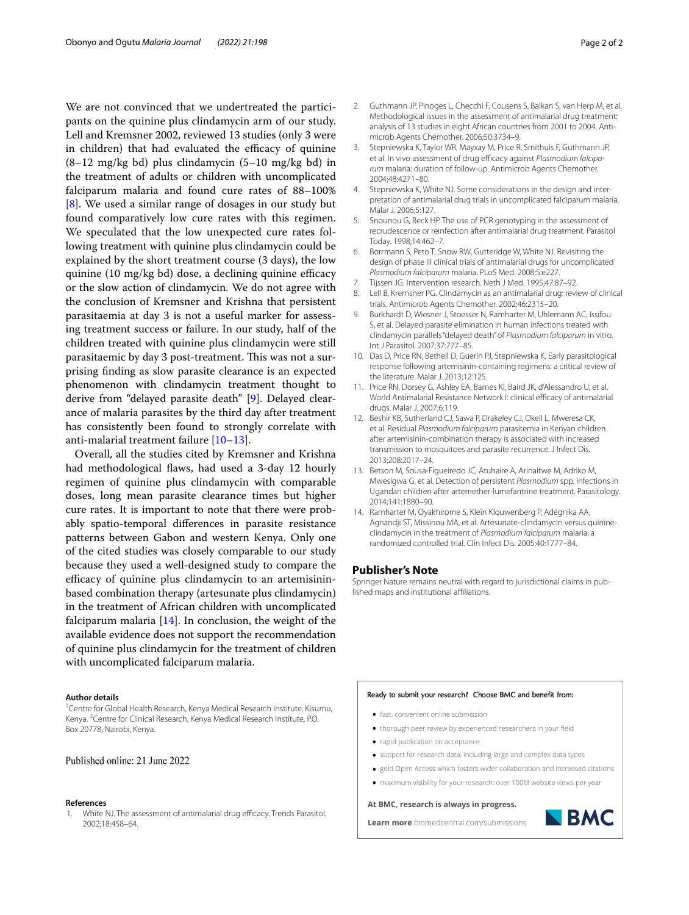We are not convinced that we undertreated the participants on the quinine plus clindamycin arm of our study. Lell and Kremsner 2002, reviewed 13 studies (only 3 were in children) that had evaluated the efficacy of quinine (8–12 mg/kg bd) plus clindamycin (5–10 mg/kg bd) in the treatment of adults or children with uncomplicated falciparum malaria and found cure rates of 88–100% [8]. We used a similar range of dosages in our study but found comparatively low cure rates with this regimen. We speculated that the low unexpected cure rates following treatment with quinine plus clindamycin could be explained by the short treatment course (3 days), the low quinine (10 mg/kg bd) dose, a declining quinine efficacy or the slow action of clindamycin. We do not agree with the conclusion of Kremsner and Krishna that persistent parasitaemia at day 3 is not a useful marker for assessing treatment success or failure. In our study, half of the children treated with quinine plus clindamycin were still parasitaemic by day 3 post-treatment. This was not a surprising finding as slow parasite clearance is an expected phenomenon with clindamycin treatment thought to derive from "delayed parasite death" [9]. Delayed clearance of malaria parasites by the third day after treatment has consistently been found to strongly correlate with anti-malarial treatment failure [10–13].

Overall, all the studies cited by Kremsner and Krishna had methodological flaws, had used a 3-day 12 hourly regimen of quinine plus clindamycin with comparable doses, long mean parasite clearance times but higher cure rates. It is important to note that there were probably spatio-temporal differences in parasite resistance patterns between Gabon and western Kenya. Only one of the cited studies was closely comparable to our study because they used a well-designed study to compare the efficacy of quinine plus clindamycin to an artemisinin-based combination therapy (artesunate plus clindamycin) in the treatment of African children with uncomplicated falciparum malaria [14]. In conclusion, the weight of the available evidence does not support the recommendation of quinine plus clindamycin for the treatment of children with uncomplicated falciparum malaria.

#### Author details

[1]Centre for Global Health Research, Kenya Medical Research Institute, Kisumu, Kenya. [2]Centre for Clinical Research, Kenya Medical Research Institute, P.O. Box 20778, Nairobi, Kenya.

Published online: 21 June 2022

#### References

1. White NJ. The assessment of antimalarial drug efficacy. Trends Parasitol. 2002;18:458–64.
2. Guthmann JP, Pinoges L, Checchi F, Cousens S, Balkan S, van Herp M, et al. Methodological issues in the assessment of antimalarial drug treatment: analysis of 13 studies in eight African countries from 2001 to 2004. Antimicrob Agents Chemother. 2006;50:3734–9.
3. Stepniewska K, Taylor WR, Mayxay M, Price R, Smithuis F, Guthmann JP, et al. In vivo assessment of drug efficacy against *Plasmodium falciparum* malaria: duration of follow-up. Antimicrob Agents Chemother. 2004;48:4271–80.
4. Stepniewska K, White NJ. Some considerations in the design and interpretation of antimalarial drug trials in uncomplicated falciparum malaria. Malar J. 2006;5:127.
5. Snounou G, Beck HP. The use of PCR genotyping in the assessment of recrudescence or reinfection after antimalarial drug treatment. Parasitol Today. 1998;14:462–7.
6. Borrmann S, Peto T, Snow RW, Gutteridge W, White NJ. Revisiting the design of phase III clinical trials of antimalarial drugs for uncomplicated *Plasmodium falciparum* malaria. PLoS Med. 2008;5:e227.
7. Tijssen JG. Intervention research. Neth J Med. 1995;47:87–92.
8. Lell B, Kremsner PG. Clindamycin as an antimalarial drug: review of clinical trials. Antimicrob Agents Chemother. 2002;46:2315–20.
9. Burkhardt D, Wiesner J, Stoesser N, Ramharter M, Uhlemann AC, Issifou S, et al. Delayed parasite elimination in human infections treated with clindamycin parallels "delayed death" of *Plasmodium falciparum* in vitro. Int J Parasitol. 2007;37:777–85.
10. Das D, Price RN, Bethell D, Guerin PJ, Stepniewska K. Early parasitological response following artemisinin-containing regimens: a critical review of the literature. Malar J. 2013;12:125.
11. Price RN, Dorsey G, Ashley EA, Barnes KI, Baird JK, d'Alessandro U, et al. World Antimalarial Resistance Network I: clinical efficacy of antimalarial drugs. Malar J. 2007;6:119.
12. Beshir KB, Sutherland CJ, Sawa P, Drakeley CJ, Okell L, Mweresa CK, et al. Residual *Plasmodium falciparum* parasitemia in Kenyan children after artemisinin-combination therapy is associated with increased transmission to mosquitoes and parasite recurrence. J Infect Dis. 2013;208:2017–24.
13. Betson M, Sousa-Figueiredo JC, Atuhaire A, Arinaitwe M, Adriko M, Mwesigwa G, et al. Detection of persistent *Plasmodium* spp. infections in Ugandan children after artemether-lumefantrine treatment. Parasitology. 2014;141:1880–90.
14. Ramharter M, Oyakhirome S, Klein Klouwenberg P, Adégnika AA, Agnandji ST, Missinou MA, et al. Artesunate-clindamycin versus quinine-clindamycin in the treatment of *Plasmodium falciparum* malaria: a randomized controlled trial. Clin Infect Dis. 2005;40:1777–84.

## Publisher's Note

Springer Nature remains neutral with regard to jurisdictional claims in published maps and institutional affiliations.